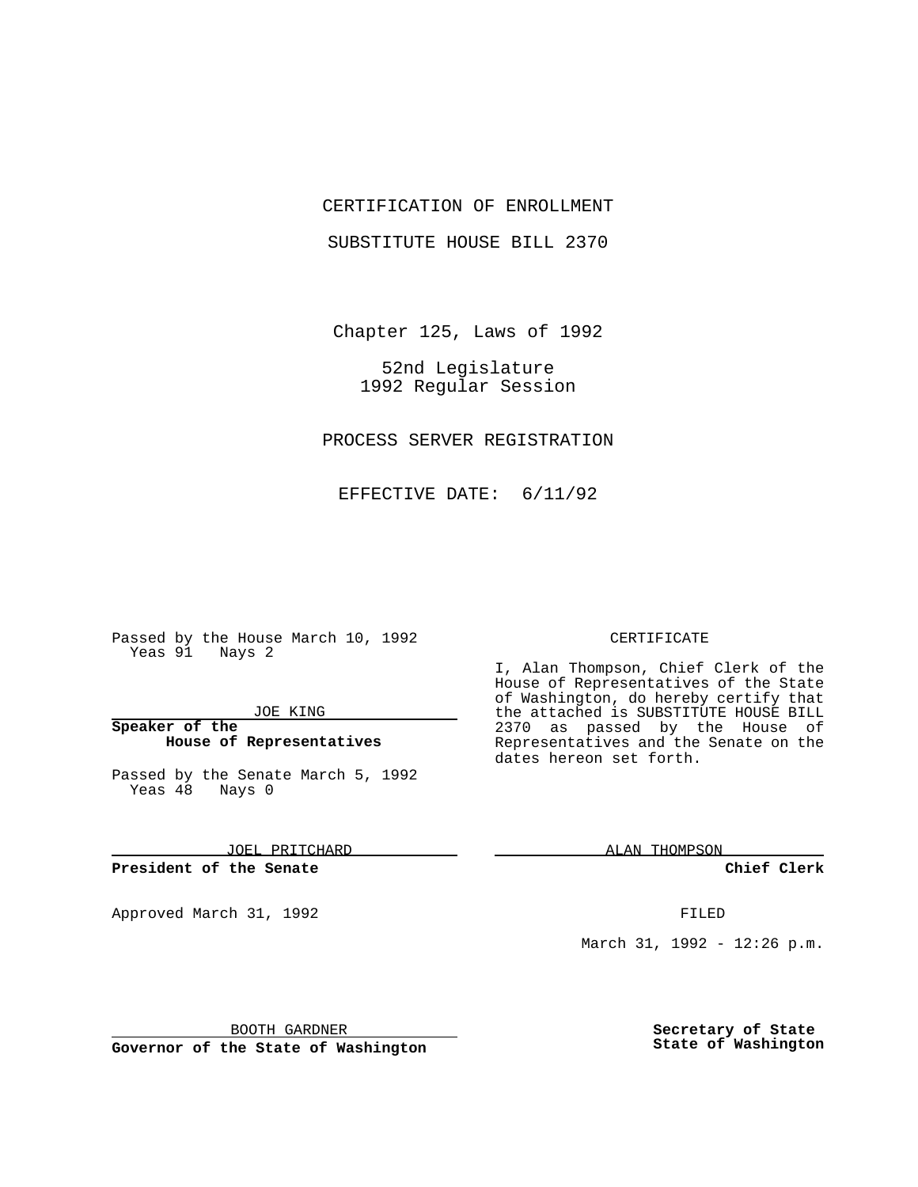CERTIFICATION OF ENROLLMENT

SUBSTITUTE HOUSE BILL 2370

Chapter 125, Laws of 1992

52nd Legislature
1992 Regular Session

PROCESS SERVER REGISTRATION

EFFECTIVE DATE: 6/11/92

Passed by the House March 10, 1992
Yeas 91 Nays 2

JOE KING

**Speaker of the House of Representatives**

Passed by the Senate March 5, 1992
Yeas 48 Nays 0

JOEL PRITCHARD

**President of the Senate**

Approved March 31, 1992

BOOTH GARDNER

**Governor of the State of Washington**

CERTIFICATE

I, Alan Thompson, Chief Clerk of the House of Representatives of the State of Washington, do hereby certify that the attached is SUBSTITUTE HOUSE BILL 2370 as passed by the House of Representatives and the Senate on the dates hereon set forth.

ALAN THOMPSON

**Chief Clerk**

FILED

March 31, 1992 - 12:26 p.m.

**Secretary of State**
**State of Washington**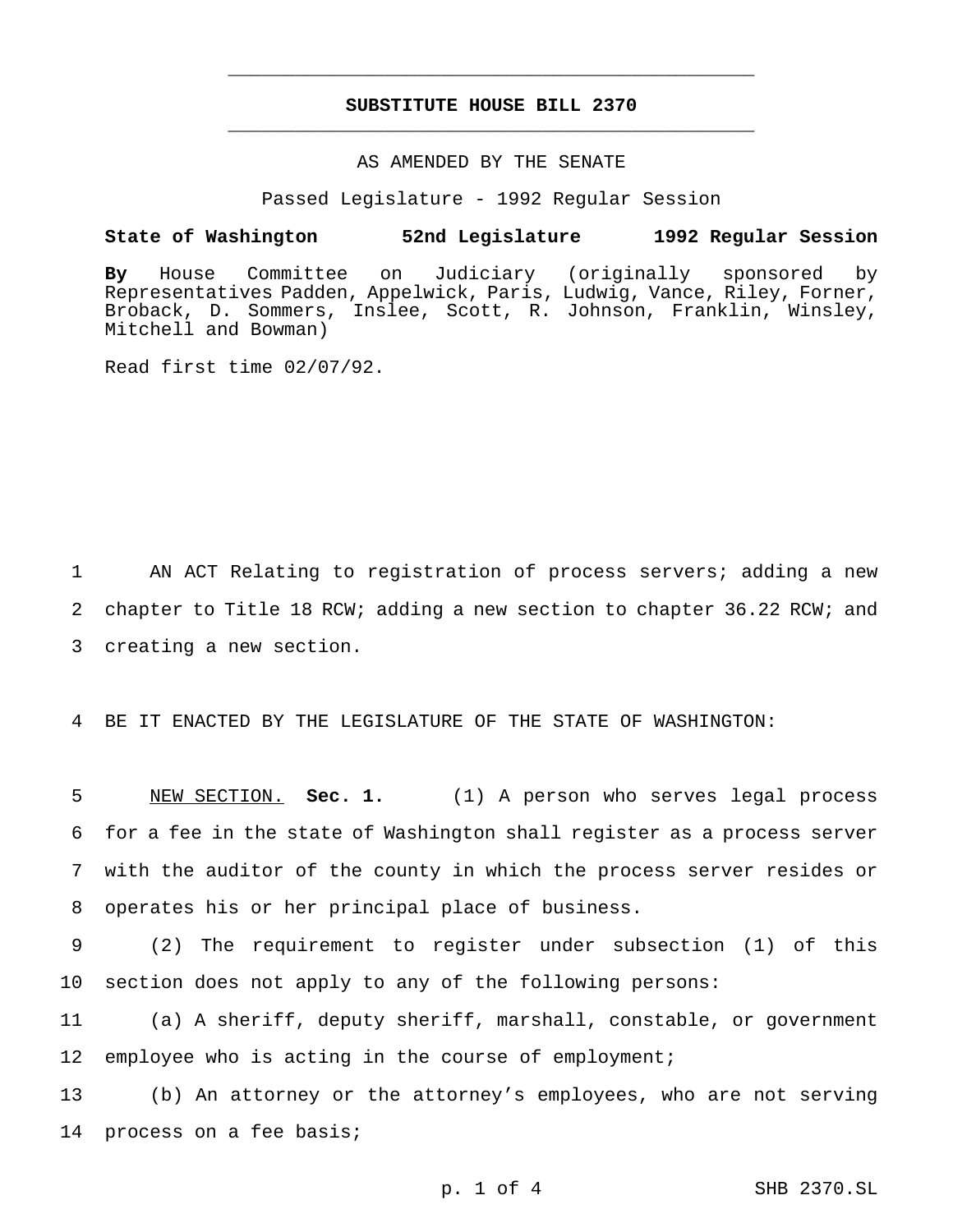# SUBSTITUTE HOUSE BILL 2370

AS AMENDED BY THE SENATE

Passed Legislature - 1992 Regular Session

**State of Washington 52nd Legislature 1992 Regular Session**

**By** House Committee on Judiciary (originally sponsored by Representatives Padden, Appelwick, Paris, Ludwig, Vance, Riley, Forner, Broback, D. Sommers, Inslee, Scott, R. Johnson, Franklin, Winsley, Mitchell and Bowman)

Read first time 02/07/92.

AN ACT Relating to registration of process servers; adding a new chapter to Title 18 RCW; adding a new section to chapter 36.22 RCW; and creating a new section.

BE IT ENACTED BY THE LEGISLATURE OF THE STATE OF WASHINGTON:

NEW SECTION. **Sec. 1.** (1) A person who serves legal process for a fee in the state of Washington shall register as a process server with the auditor of the county in which the process server resides or operates his or her principal place of business.

(2) The requirement to register under subsection (1) of this section does not apply to any of the following persons:

(a) A sheriff, deputy sheriff, marshall, constable, or government employee who is acting in the course of employment;

(b) An attorney or the attorney's employees, who are not serving process on a fee basis;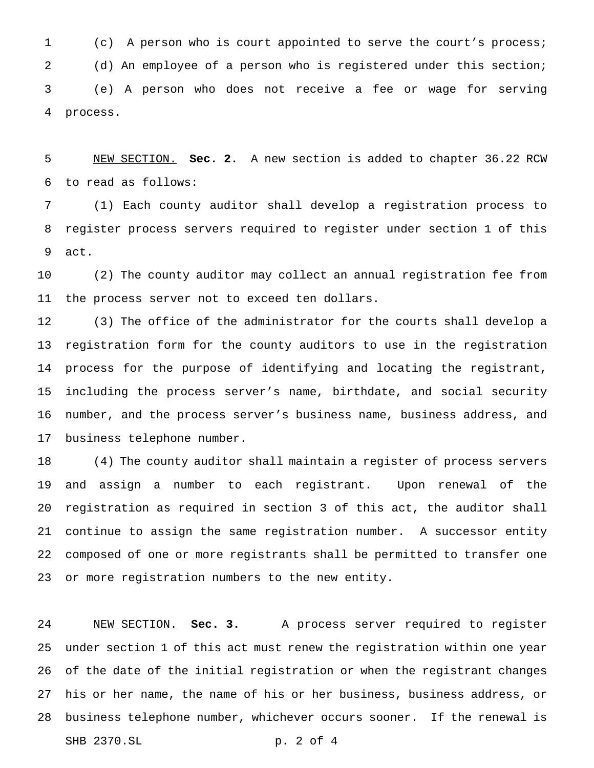(c) A person who is court appointed to serve the court's process;

(d) An employee of a person who is registered under this section;

(e) A person who does not receive a fee or wage for serving process.

NEW SECTION. **Sec. 2.** A new section is added to chapter 36.22 RCW to read as follows:

(1) Each county auditor shall develop a registration process to register process servers required to register under section 1 of this act.

(2) The county auditor may collect an annual registration fee from the process server not to exceed ten dollars.

(3) The office of the administrator for the courts shall develop a registration form for the county auditors to use in the registration process for the purpose of identifying and locating the registrant, including the process server's name, birthdate, and social security number, and the process server's business name, business address, and business telephone number.

(4) The county auditor shall maintain a register of process servers and assign a number to each registrant. Upon renewal of the registration as required in section 3 of this act, the auditor shall continue to assign the same registration number. A successor entity composed of one or more registrants shall be permitted to transfer one or more registration numbers to the new entity.

NEW SECTION. **Sec. 3.** A process server required to register under section 1 of this act must renew the registration within one year of the date of the initial registration or when the registrant changes his or her name, the name of his or her business, business address, or business telephone number, whichever occurs sooner. If the renewal is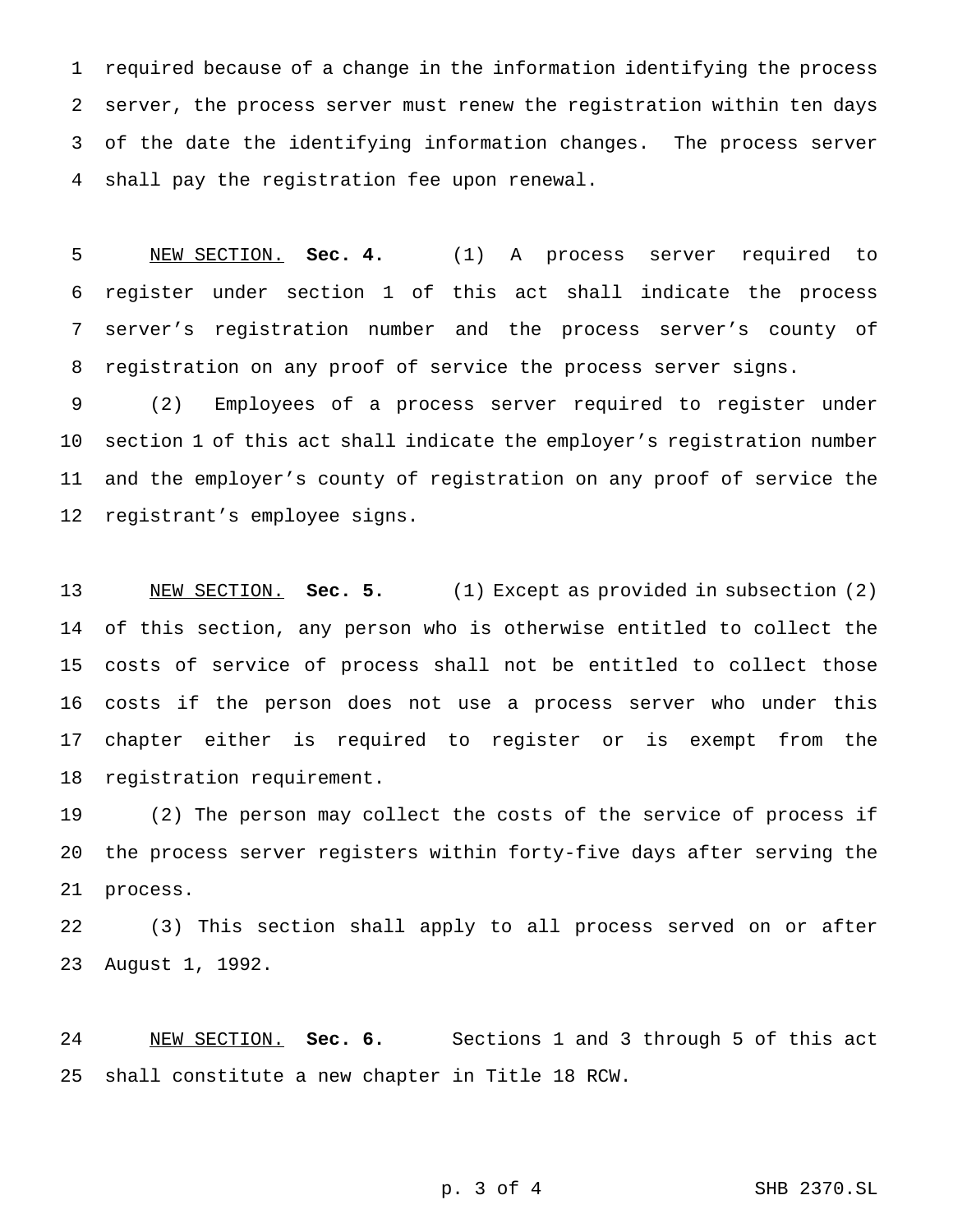required because of a change in the information identifying the process server, the process server must renew the registration within ten days of the date the identifying information changes. The process server shall pay the registration fee upon renewal.

NEW SECTION. **Sec. 4.** (1) A process server required to register under section 1 of this act shall indicate the process server's registration number and the process server's county of registration on any proof of service the process server signs.

(2) Employees of a process server required to register under section 1 of this act shall indicate the employer's registration number and the employer's county of registration on any proof of service the registrant's employee signs.

NEW SECTION. **Sec. 5.** (1) Except as provided in subsection (2) of this section, any person who is otherwise entitled to collect the costs of service of process shall not be entitled to collect those costs if the person does not use a process server who under this chapter either is required to register or is exempt from the registration requirement.

(2) The person may collect the costs of the service of process if the process server registers within forty-five days after serving the process.

(3) This section shall apply to all process served on or after August 1, 1992.

NEW SECTION. **Sec. 6.** Sections 1 and 3 through 5 of this act shall constitute a new chapter in Title 18 RCW.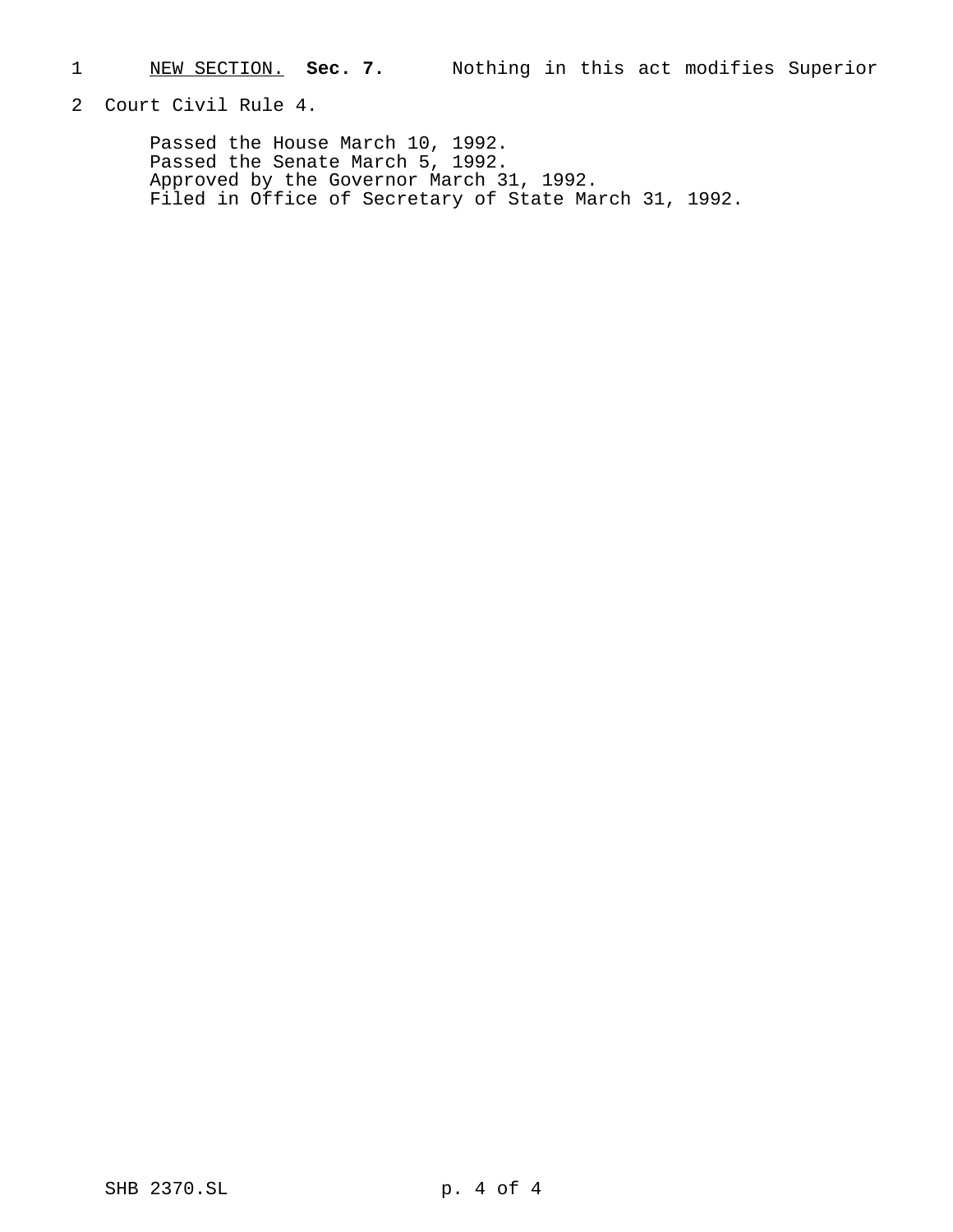NEW SECTION. **Sec. 7.** Nothing in this act modifies Superior Court Civil Rule 4.

Passed the House March 10, 1992.
Passed the Senate March 5, 1992.
Approved by the Governor March 31, 1992.
Filed in Office of Secretary of State March 31, 1992.